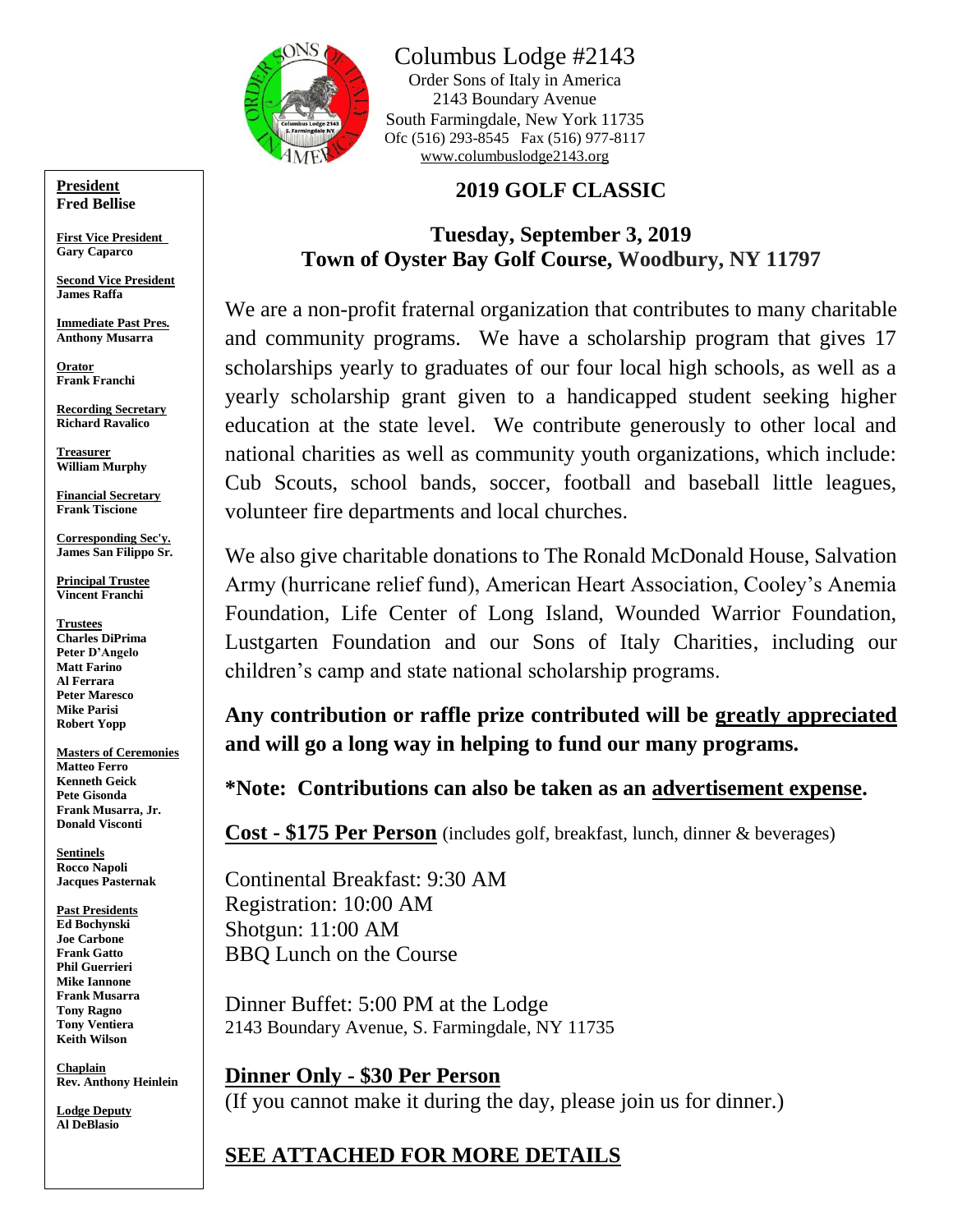# Columbus Lodge #2143

Order Sons of Italy in America
2143 Boundary Avenue
South Farmingdale, New York 11735
Ofc (516) 293-8545 Fax (516) 977-8117
www.columbuslodge2143.org

**President**
**Fred Bellise**

**First Vice President**
**Gary Caparco**

**Second Vice President**
**James Raffa**

**Immediate Past Pres.**
**Anthony Musarra**

**Orator**
**Frank Franchi**

**Recording Secretary**
**Richard Ravalico**

**Treasurer**
**William Murphy**

**Financial Secretary**
**Frank Tiscione**

**Corresponding Sec'y.**
**James San Filippo Sr.**

**Principal Trustee**
**Vincent Franchi**

**Trustees**
**Charles DiPrima**
**Peter D'Angelo**
**Matt Farino**
**Al Ferrara**
**Peter Maresco**
**Mike Parisi**
**Robert Yopp**

**Masters of Ceremonies**
**Matteo Ferro**
**Kenneth Geick**
**Pete Gisonda**
**Frank Musarra, Jr.**
**Donald Visconti**

**Sentinels**
**Rocco Napoli**
**Jacques Pasternak**

**Past Presidents**
**Ed Bochynski**
**Joe Carbone**
**Frank Gatto**
**Phil Guerrieri**
**Mike Iannone**
**Frank Musarra**
**Tony Ragno**
**Tony Ventiera**
**Keith Wilson**

**Chaplain**
**Rev. Anthony Heinlein**

**Lodge Deputy**
**Al DeBlasio**

## 2019 GOLF CLASSIC

### Tuesday, September 3, 2019
### Town of Oyster Bay Golf Course, Woodbury, NY 11797

We are a non-profit fraternal organization that contributes to many charitable and community programs. We have a scholarship program that gives 17 scholarships yearly to graduates of our four local high schools, as well as a yearly scholarship grant given to a handicapped student seeking higher education at the state level. We contribute generously to other local and national charities as well as community youth organizations, which include: Cub Scouts, school bands, soccer, football and baseball little leagues, volunteer fire departments and local churches.

We also give charitable donations to The Ronald McDonald House, Salvation Army (hurricane relief fund), American Heart Association, Cooley's Anemia Foundation, Life Center of Long Island, Wounded Warrior Foundation, Lustgarten Foundation and our Sons of Italy Charities, including our children's camp and state national scholarship programs.

**Any contribution or raffle prize contributed will be greatly appreciated and will go a long way in helping to fund our many programs.**

**\*Note: Contributions can also be taken as an advertisement expense.**

**Cost - $175 Per Person** (includes golf, breakfast, lunch, dinner & beverages)

Continental Breakfast: 9:30 AM
Registration: 10:00 AM
Shotgun: 11:00 AM
BBQ Lunch on the Course

Dinner Buffet: 5:00 PM at the Lodge
2143 Boundary Avenue, S. Farmingdale, NY 11735

**Dinner Only - $30 Per Person**
(If you cannot make it during the day, please join us for dinner.)

**SEE ATTACHED FOR MORE DETAILS**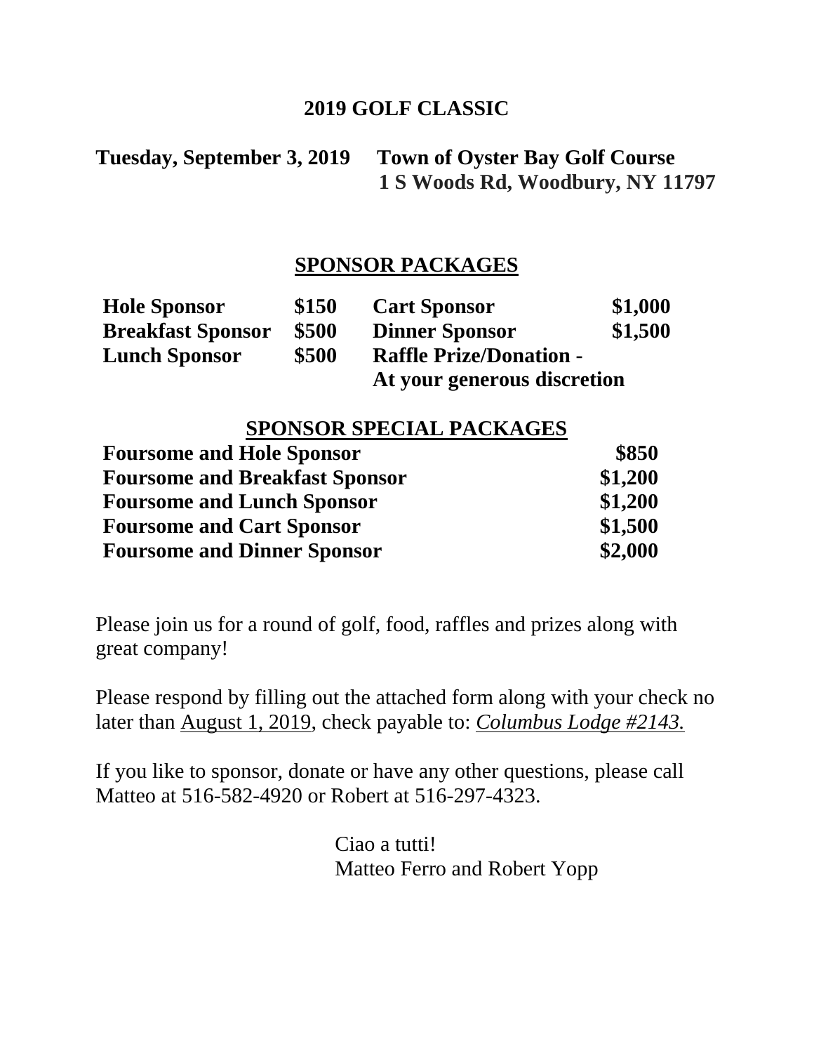# 2019 GOLF CLASSIC

**Tuesday, September 3, 2019**

**Town of Oyster Bay Golf Course**
**1 S Woods Rd, Woodbury, NY 11797**

## SPONSOR PACKAGES

| | | | |
|---|---|---|---|
| **Hole Sponsor** | **$150** | **Cart Sponsor** | **$1,000** |
| **Breakfast Sponsor** | **$500** | **Dinner Sponsor** | **$1,500** |
| **Lunch Sponsor** | **$500** | **Raffle Prize/Donation - At your generous discretion** | |

## SPONSOR SPECIAL PACKAGES

| | |
|---|---|
| **Foursome and Hole Sponsor** | **$850** |
| **Foursome and Breakfast Sponsor** | **$1,200** |
| **Foursome and Lunch Sponsor** | **$1,200** |
| **Foursome and Cart Sponsor** | **$1,500** |
| **Foursome and Dinner Sponsor** | **$2,000** |

Please join us for a round of golf, food, raffles and prizes along with great company!

Please respond by filling out the attached form along with your check no later than August 1, 2019, check payable to: *Columbus Lodge #2143.*

If you like to sponsor, donate or have any other questions, please call Matteo at 516-582-4920 or Robert at 516-297-4323.

Ciao a tutti!
Matteo Ferro and Robert Yopp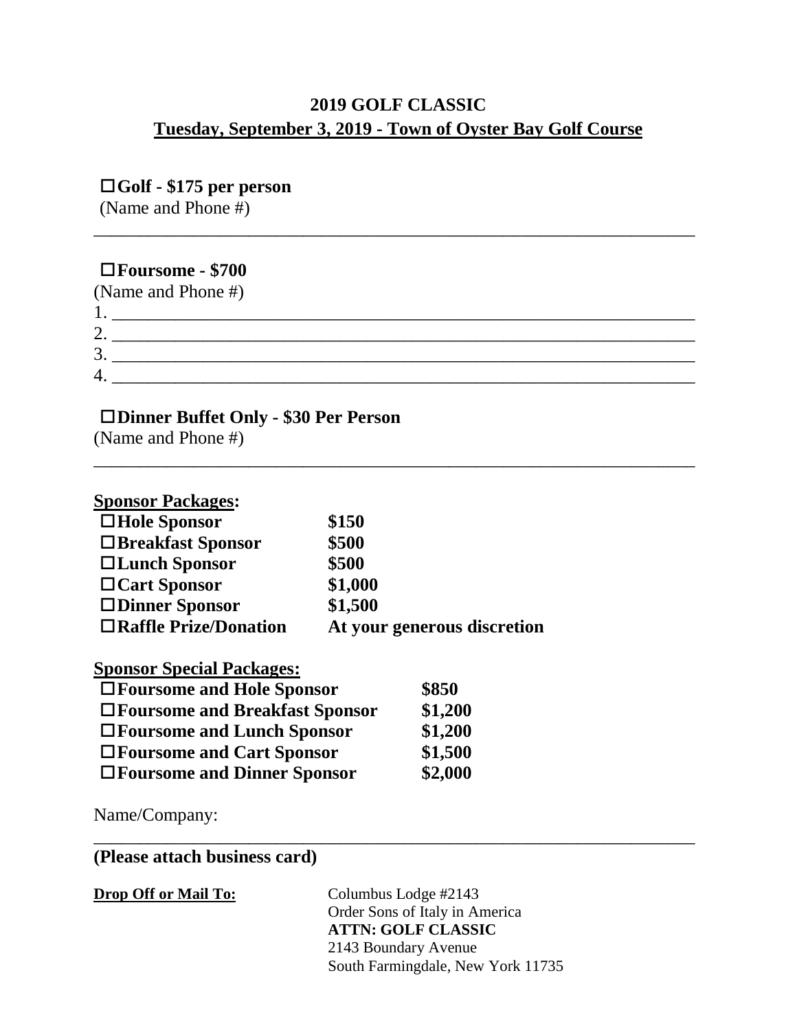## 2019 GOLF CLASSIC

**Tuesday, September 3, 2019 - Town of Oyster Bay Golf Course**

☐ **Golf - $175 per person**
(Name and Phone #)

______________________________________________________________________

☐ **Foursome - $700**
(Name and Phone #)

1. ____________________________________________________________________
2. ____________________________________________________________________
3. ____________________________________________________________________
4. ____________________________________________________________________

☐ **Dinner Buffet Only - $30 Per Person**
(Name and Phone #)

______________________________________________________________________

**Sponsor Packages:**

| | |
|---|---|
| ☐ **Hole Sponsor** | **$150** |
| ☐ **Breakfast Sponsor** | **$500** |
| ☐ **Lunch Sponsor** | **$500** |
| ☐ **Cart Sponsor** | **$1,000** |
| ☐ **Dinner Sponsor** | **$1,500** |
| ☐ **Raffle Prize/Donation** | **At your generous discretion** |

**Sponsor Special Packages:**

| | |
|---|---|
| ☐ **Foursome and Hole Sponsor** | **$850** |
| ☐ **Foursome and Breakfast Sponsor** | **$1,200** |
| ☐ **Foursome and Lunch Sponsor** | **$1,200** |
| ☐ **Foursome and Cart Sponsor** | **$1,500** |
| ☐ **Foursome and Dinner Sponsor** | **$2,000** |

Name/Company:

______________________________________________________________________

**(Please attach business card)**

**Drop Off or Mail To:**

Columbus Lodge #2143
Order Sons of Italy in America
**ATTN: GOLF CLASSIC**
2143 Boundary Avenue
South Farmingdale, New York 11735